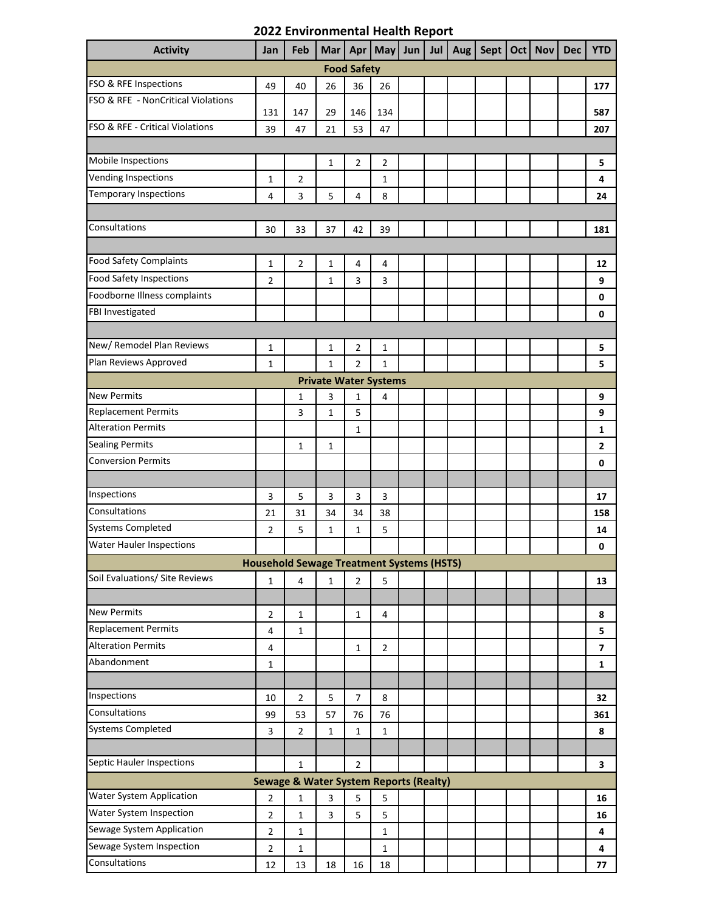# 2022 Environmental Health Report

| Activity | Jan | Feb | Mar | Apr | May | Jun | Jul | Aug | Sept | Oct | Nov | Dec | YTD |
|---|---|---|---|---|---|---|---|---|---|---|---|---|---|
| **Food Safety** | | | | | | | | | | | | | |
| FSO & RFE Inspections | 49 | 40 | 26 | 36 | 26 | | | | | | | | **177** |
| FSO & RFE - NonCritical Violations | 131 | 147 | 29 | 146 | 134 | | | | | | | | **587** |
| FSO & RFE - Critical Violations | 39 | 47 | 21 | 53 | 47 | | | | | | | | **207** |
| | | | | | | | | | | | | | |
| Mobile Inspections | | | 1 | 2 | 2 | | | | | | | | **5** |
| Vending Inspections | 1 | 2 | | | 1 | | | | | | | | **4** |
| Temporary Inspections | 4 | 3 | 5 | 4 | 8 | | | | | | | | **24** |
| | | | | | | | | | | | | | |
| Consultations | 30 | 33 | 37 | 42 | 39 | | | | | | | | **181** |
| | | | | | | | | | | | | | |
| Food Safety Complaints | 1 | 2 | 1 | 4 | 4 | | | | | | | | **12** |
| Food Safety Inspections | 2 | | 1 | 3 | 3 | | | | | | | | **9** |
| Foodborne Illness complaints | | | | | | | | | | | | | **0** |
| FBI Investigated | | | | | | | | | | | | | **0** |
| | | | | | | | | | | | | | |
| New/ Remodel Plan Reviews | 1 | | 1 | 2 | 1 | | | | | | | | **5** |
| Plan Reviews Approved | 1 | | 1 | 2 | 1 | | | | | | | | **5** |
| **Private Water Systems** | | | | | | | | | | | | | |
| New Permits | | 1 | 3 | 1 | 4 | | | | | | | | **9** |
| Replacement Permits | | 3 | 1 | 5 | | | | | | | | | **9** |
| Alteration Permits | | | | 1 | | | | | | | | | **1** |
| Sealing Permits | | 1 | 1 | | | | | | | | | | **2** |
| Conversion Permits | | | | | | | | | | | | | **0** |
| | | | | | | | | | | | | | |
| Inspections | 3 | 5 | 3 | 3 | 3 | | | | | | | | **17** |
| Consultations | 21 | 31 | 34 | 34 | 38 | | | | | | | | **158** |
| Systems Completed | 2 | 5 | 1 | 1 | 5 | | | | | | | | **14** |
| Water Hauler Inspections | | | | | | | | | | | | | **0** |
| **Household Sewage Treatment Systems (HSTS)** | | | | | | | | | | | | | |
| Soil Evaluations/ Site Reviews | 1 | 4 | 1 | 2 | 5 | | | | | | | | **13** |
| | | | | | | | | | | | | | |
| New Permits | 2 | 1 | | 1 | 4 | | | | | | | | **8** |
| Replacement Permits | 4 | 1 | | | | | | | | | | | **5** |
| Alteration Permits | 4 | | | 1 | 2 | | | | | | | | **7** |
| Abandonment | 1 | | | | | | | | | | | | **1** |
| | | | | | | | | | | | | | |
| Inspections | 10 | 2 | 5 | 7 | 8 | | | | | | | | **32** |
| Consultations | 99 | 53 | 57 | 76 | 76 | | | | | | | | **361** |
| Systems Completed | 3 | 2 | 1 | 1 | 1 | | | | | | | | **8** |
| | | | | | | | | | | | | | |
| Septic Hauler Inspections | | 1 | | 2 | | | | | | | | | **3** |
| **Sewage & Water System Reports (Realty)** | | | | | | | | | | | | | |
| Water System Application | 2 | 1 | 3 | 5 | 5 | | | | | | | | **16** |
| Water System Inspection | 2 | 1 | 3 | 5 | 5 | | | | | | | | **16** |
| Sewage System Application | 2 | 1 | | | 1 | | | | | | | | **4** |
| Sewage System Inspection | 2 | 1 | | | 1 | | | | | | | | **4** |
| Consultations | 12 | 13 | 18 | 16 | 18 | | | | | | | | **77** |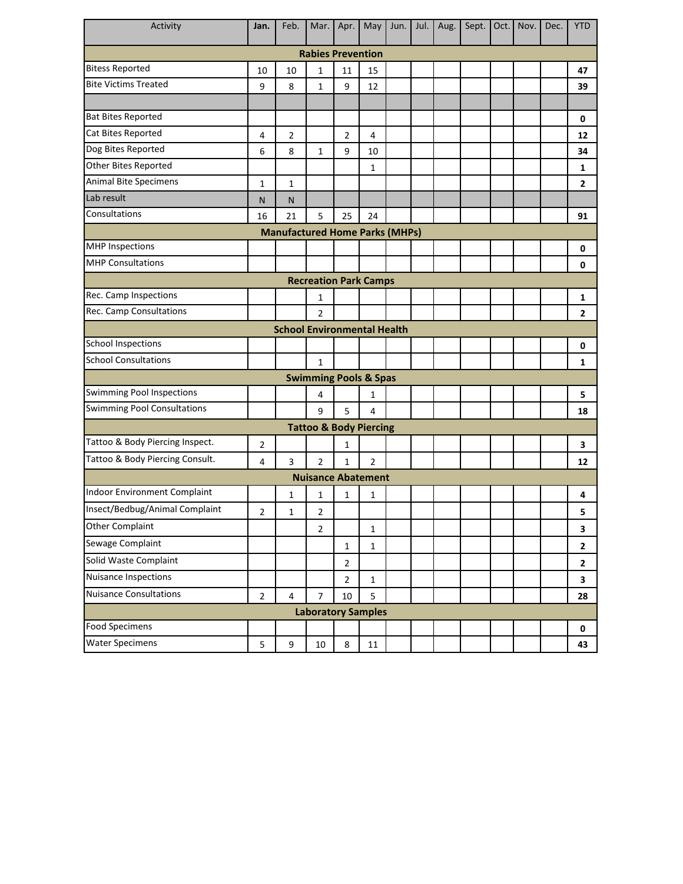| Activity | Jan. | Feb. | Mar. | Apr. | May | Jun. | Jul. | Aug. | Sept. | Oct. | Nov. | Dec. | YTD |
|---|---|---|---|---|---|---|---|---|---|---|---|---|---|
| **Rabies Prevention** | | | | | | | | | | | | | |
| Bitess Reported | 10 | 10 | 1 | 11 | 15 | | | | | | | | **47** |
| Bite Victims Treated | 9 | 8 | 1 | 9 | 12 | | | | | | | | **39** |
| | | | | | | | | | | | | | |
| Bat Bites Reported | | | | | | | | | | | | | **0** |
| Cat Bites Reported | 4 | 2 | | 2 | 4 | | | | | | | | **12** |
| Dog Bites Reported | 6 | 8 | 1 | 9 | 10 | | | | | | | | **34** |
| Other Bites Reported | | | | | 1 | | | | | | | | **1** |
| Animal Bite Specimens | 1 | 1 | | | | | | | | | | | **2** |
| Lab result | N | N | | | | | | | | | | | |
| Consultations | 16 | 21 | 5 | 25 | 24 | | | | | | | | **91** |
| **Manufactured Home Parks (MHPs)** | | | | | | | | | | | | | |
| MHP Inspections | | | | | | | | | | | | | **0** |
| MHP Consultations | | | | | | | | | | | | | **0** |
| **Recreation Park Camps** | | | | | | | | | | | | | |
| Rec. Camp Inspections | | | 1 | | | | | | | | | | **1** |
| Rec. Camp Consultations | | | 2 | | | | | | | | | | **2** |
| **School Environmental Health** | | | | | | | | | | | | | |
| School Inspections | | | | | | | | | | | | | **0** |
| School Consultations | | | 1 | | | | | | | | | | **1** |
| **Swimming Pools & Spas** | | | | | | | | | | | | | |
| Swimming Pool Inspections | | | 4 | | 1 | | | | | | | | **5** |
| Swimming Pool Consultations | | | 9 | 5 | 4 | | | | | | | | **18** |
| **Tattoo & Body Piercing** | | | | | | | | | | | | | |
| Tattoo & Body Piercing Inspect. | 2 | | | 1 | | | | | | | | | **3** |
| Tattoo & Body Piercing Consult. | 4 | 3 | 2 | 1 | 2 | | | | | | | | **12** |
| **Nuisance Abatement** | | | | | | | | | | | | | |
| Indoor Environment Complaint | | 1 | 1 | 1 | 1 | | | | | | | | **4** |
| Insect/Bedbug/Animal Complaint | 2 | 1 | 2 | | | | | | | | | | **5** |
| Other Complaint | | | 2 | | 1 | | | | | | | | **3** |
| Sewage Complaint | | | | 1 | 1 | | | | | | | | **2** |
| Solid Waste Complaint | | | | 2 | | | | | | | | | **2** |
| Nuisance Inspections | | | | 2 | 1 | | | | | | | | **3** |
| Nuisance Consultations | 2 | 4 | 7 | 10 | 5 | | | | | | | | **28** |
| **Laboratory Samples** | | | | | | | | | | | | | |
| Food Specimens | | | | | | | | | | | | | **0** |
| Water Specimens | 5 | 9 | 10 | 8 | 11 | | | | | | | | **43** |